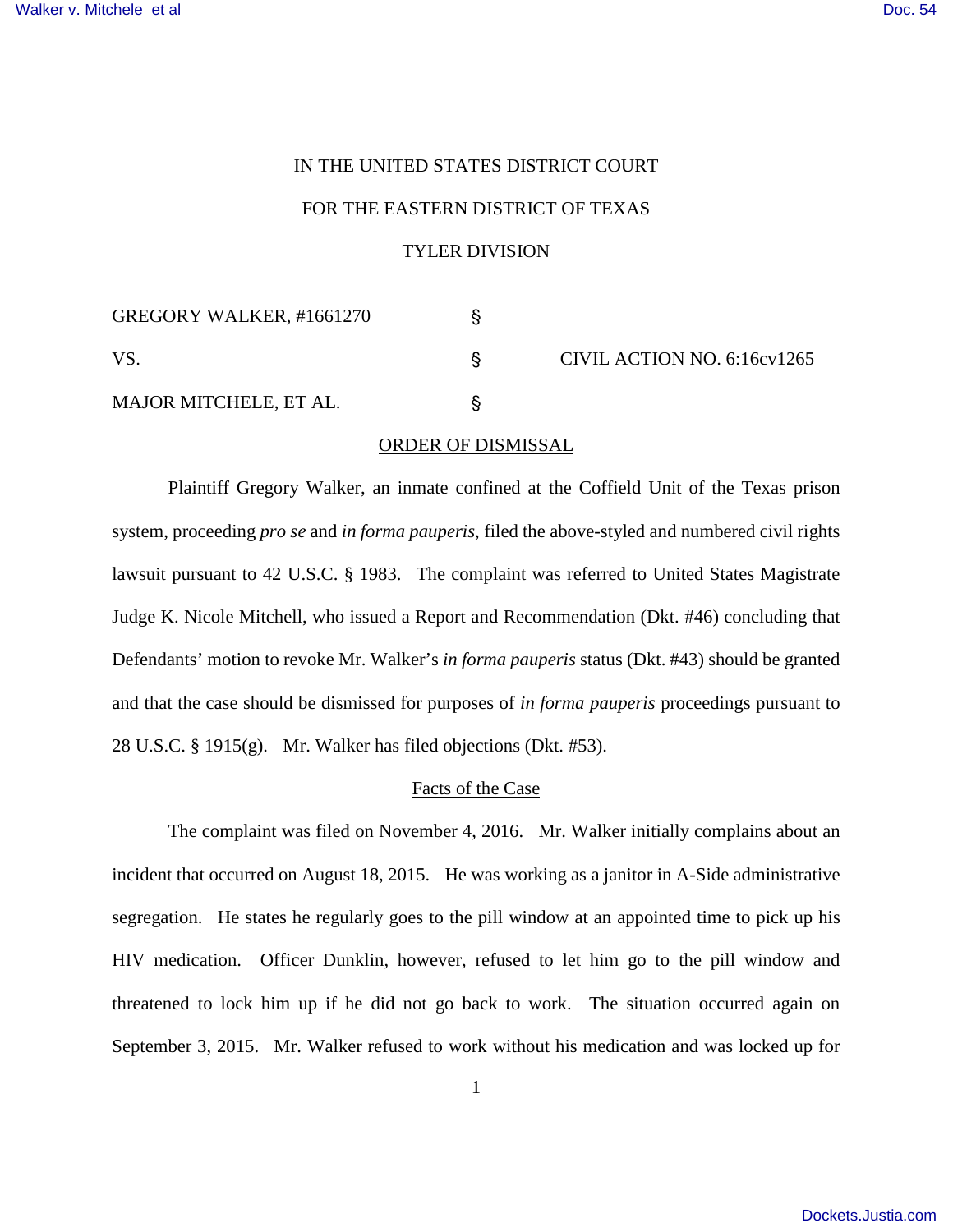IN THE UNITED STATES DISTRICT COURT

FOR THE EASTERN DISTRICT OF TEXAS

TYLER DIVISION

| | | |
|---|---|---|
| GREGORY WALKER, #1661270 | § | |
| VS. | § | CIVIL ACTION NO. 6:16cv1265 |
| MAJOR MITCHELE, ET AL. | § | |

ORDER OF DISMISSAL

Plaintiff Gregory Walker, an inmate confined at the Coffield Unit of the Texas prison system, proceeding *pro se* and *in forma pauperis*, filed the above-styled and numbered civil rights lawsuit pursuant to 42 U.S.C. § 1983. The complaint was referred to United States Magistrate Judge K. Nicole Mitchell, who issued a Report and Recommendation (Dkt. #46) concluding that Defendants' motion to revoke Mr. Walker's *in forma pauperis* status (Dkt. #43) should be granted and that the case should be dismissed for purposes of *in forma pauperis* proceedings pursuant to 28 U.S.C. § 1915(g). Mr. Walker has filed objections (Dkt. #53).

Facts of the Case

The complaint was filed on November 4, 2016. Mr. Walker initially complains about an incident that occurred on August 18, 2015. He was working as a janitor in A-Side administrative segregation. He states he regularly goes to the pill window at an appointed time to pick up his HIV medication. Officer Dunklin, however, refused to let him go to the pill window and threatened to lock him up if he did not go back to work. The situation occurred again on September 3, 2015. Mr. Walker refused to work without his medication and was locked up for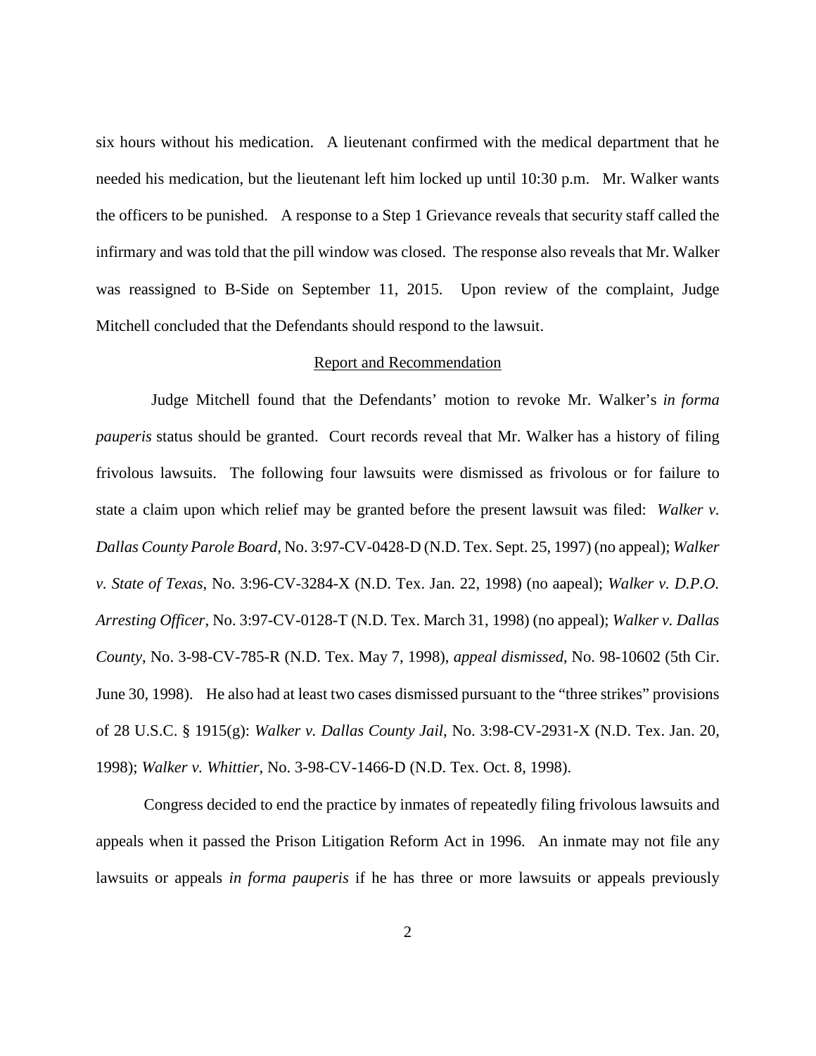six hours without his medication. A lieutenant confirmed with the medical department that he needed his medication, but the lieutenant left him locked up until 10:30 p.m. Mr. Walker wants the officers to be punished. A response to a Step 1 Grievance reveals that security staff called the infirmary and was told that the pill window was closed. The response also reveals that Mr. Walker was reassigned to B-Side on September 11, 2015. Upon review of the complaint, Judge Mitchell concluded that the Defendants should respond to the lawsuit.

<u>Report and Recommendation</u>

Judge Mitchell found that the Defendants' motion to revoke Mr. Walker's *in forma pauperis* status should be granted. Court records reveal that Mr. Walker has a history of filing frivolous lawsuits. The following four lawsuits were dismissed as frivolous or for failure to state a claim upon which relief may be granted before the present lawsuit was filed: *Walker v. Dallas County Parole Board*, No. 3:97-CV-0428-D (N.D. Tex. Sept. 25, 1997) (no appeal); *Walker v. State of Texas*, No. 3:96-CV-3284-X (N.D. Tex. Jan. 22, 1998) (no aapeal); *Walker v. D.P.O. Arresting Officer*, No. 3:97-CV-0128-T (N.D. Tex. March 31, 1998) (no appeal); *Walker v. Dallas County*, No. 3-98-CV-785-R (N.D. Tex. May 7, 1998), *appeal dismissed*, No. 98-10602 (5th Cir. June 30, 1998). He also had at least two cases dismissed pursuant to the "three strikes" provisions of 28 U.S.C. § 1915(g): *Walker v. Dallas County Jail*, No. 3:98-CV-2931-X (N.D. Tex. Jan. 20, 1998); *Walker v. Whittier*, No. 3-98-CV-1466-D (N.D. Tex. Oct. 8, 1998).

Congress decided to end the practice by inmates of repeatedly filing frivolous lawsuits and appeals when it passed the Prison Litigation Reform Act in 1996. An inmate may not file any lawsuits or appeals *in forma pauperis* if he has three or more lawsuits or appeals previously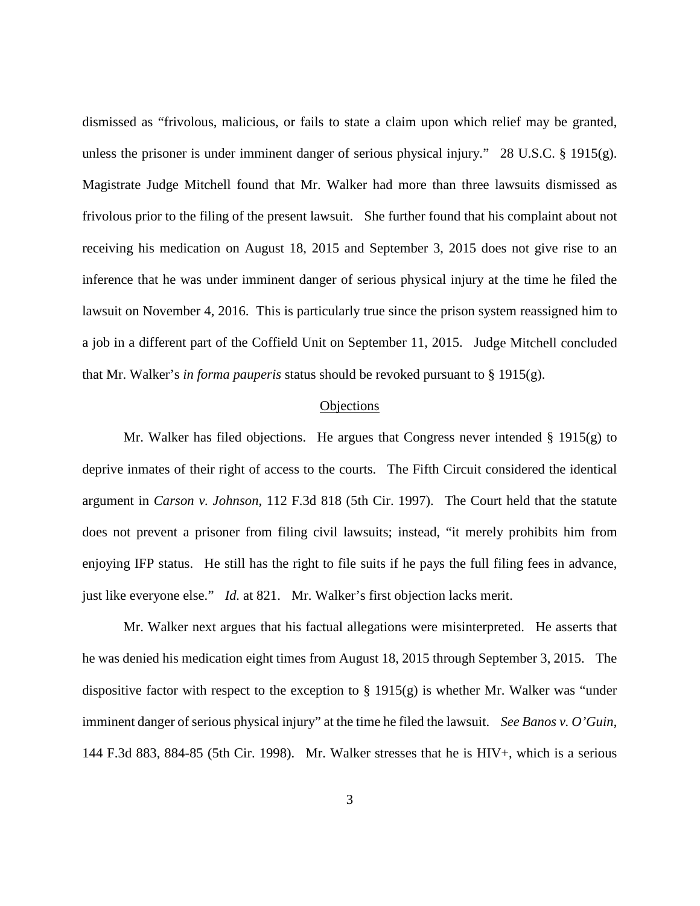dismissed as "frivolous, malicious, or fails to state a claim upon which relief may be granted, unless the prisoner is under imminent danger of serious physical injury." 28 U.S.C. § 1915(g). Magistrate Judge Mitchell found that Mr. Walker had more than three lawsuits dismissed as frivolous prior to the filing of the present lawsuit. She further found that his complaint about not receiving his medication on August 18, 2015 and September 3, 2015 does not give rise to an inference that he was under imminent danger of serious physical injury at the time he filed the lawsuit on November 4, 2016. This is particularly true since the prison system reassigned him to a job in a different part of the Coffield Unit on September 11, 2015. Judge Mitchell concluded that Mr. Walker's *in forma pauperis* status should be revoked pursuant to § 1915(g).

## Objections

Mr. Walker has filed objections. He argues that Congress never intended § 1915(g) to deprive inmates of their right of access to the courts. The Fifth Circuit considered the identical argument in *Carson v. Johnson*, 112 F.3d 818 (5th Cir. 1997). The Court held that the statute does not prevent a prisoner from filing civil lawsuits; instead, "it merely prohibits him from enjoying IFP status. He still has the right to file suits if he pays the full filing fees in advance, just like everyone else." *Id.* at 821. Mr. Walker's first objection lacks merit.

Mr. Walker next argues that his factual allegations were misinterpreted. He asserts that he was denied his medication eight times from August 18, 2015 through September 3, 2015. The dispositive factor with respect to the exception to § 1915(g) is whether Mr. Walker was "under imminent danger of serious physical injury" at the time he filed the lawsuit. *See Banos v. O'Guin*, 144 F.3d 883, 884-85 (5th Cir. 1998). Mr. Walker stresses that he is HIV+, which is a serious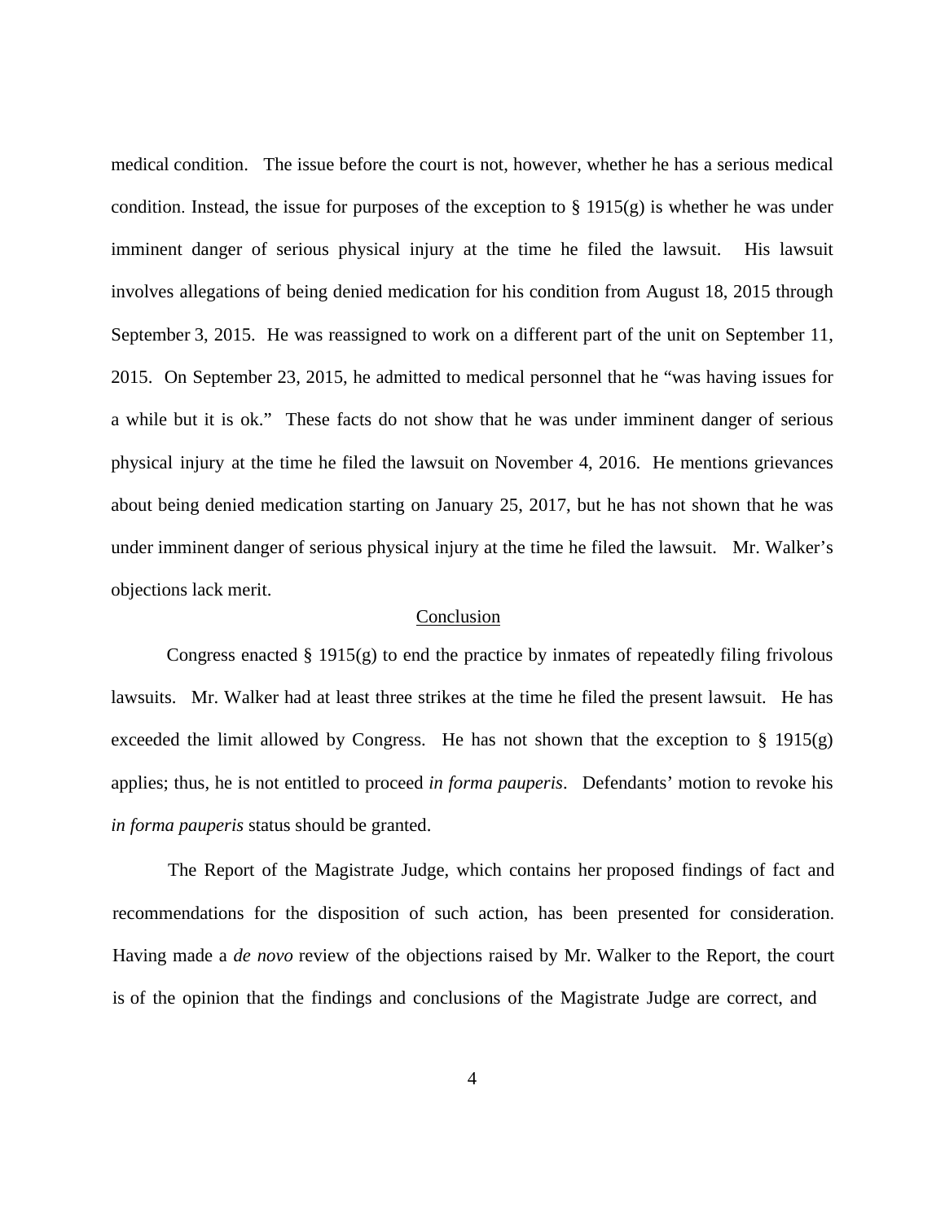medical condition. The issue before the court is not, however, whether he has a serious medical condition. Instead, the issue for purposes of the exception to § 1915(g) is whether he was under imminent danger of serious physical injury at the time he filed the lawsuit. His lawsuit involves allegations of being denied medication for his condition from August 18, 2015 through September 3, 2015. He was reassigned to work on a different part of the unit on September 11, 2015. On September 23, 2015, he admitted to medical personnel that he "was having issues for a while but it is ok." These facts do not show that he was under imminent danger of serious physical injury at the time he filed the lawsuit on November 4, 2016. He mentions grievances about being denied medication starting on January 25, 2017, but he has not shown that he was under imminent danger of serious physical injury at the time he filed the lawsuit. Mr. Walker's objections lack merit.

## Conclusion

Congress enacted § 1915(g) to end the practice by inmates of repeatedly filing frivolous lawsuits. Mr. Walker had at least three strikes at the time he filed the present lawsuit. He has exceeded the limit allowed by Congress. He has not shown that the exception to § 1915(g) applies; thus, he is not entitled to proceed *in forma pauperis*. Defendants' motion to revoke his *in forma pauperis* status should be granted.

The Report of the Magistrate Judge, which contains her proposed findings of fact and recommendations for the disposition of such action, has been presented for consideration. Having made a *de novo* review of the objections raised by Mr. Walker to the Report, the court is of the opinion that the findings and conclusions of the Magistrate Judge are correct, and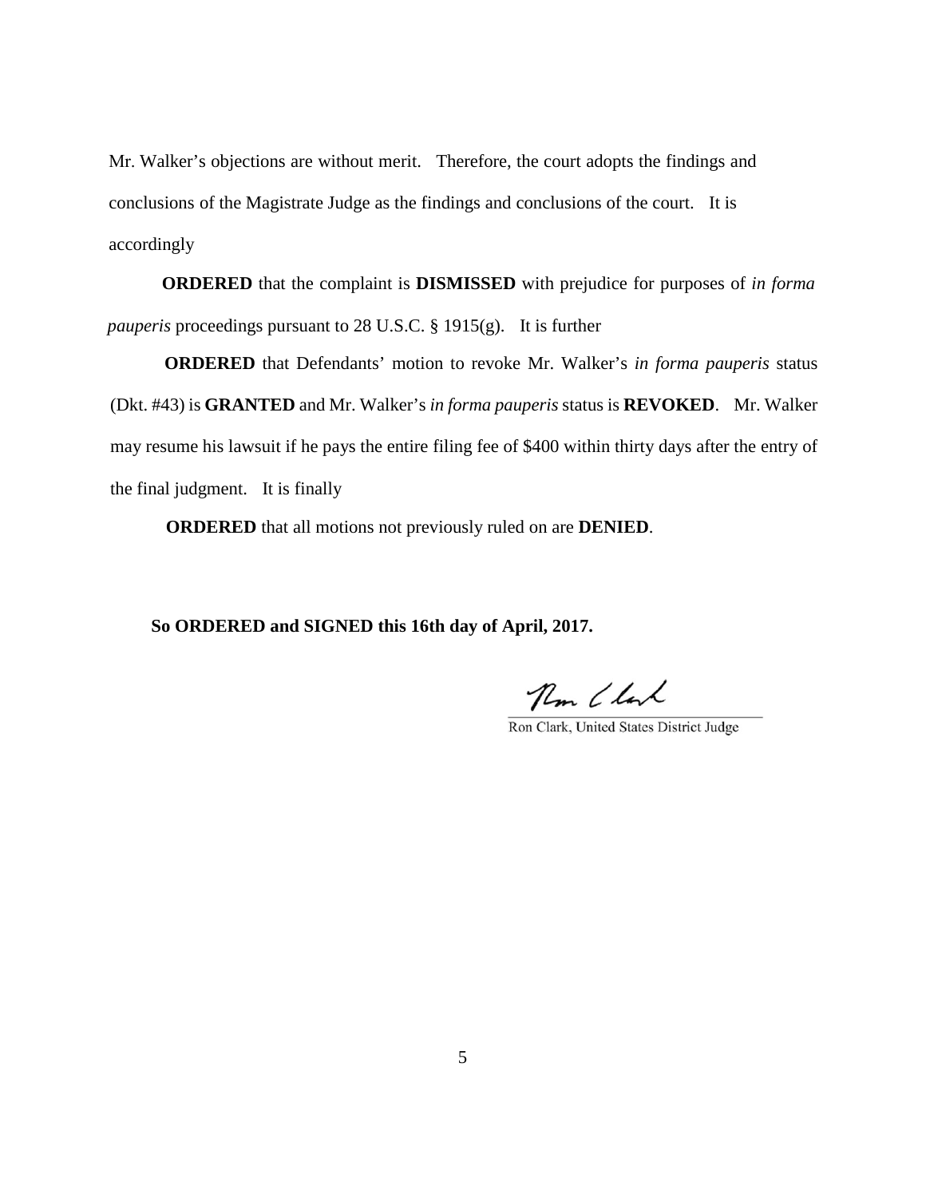Mr. Walker's objections are without merit. Therefore, the court adopts the findings and conclusions of the Magistrate Judge as the findings and conclusions of the court. It is accordingly

**ORDERED** that the complaint is **DISMISSED** with prejudice for purposes of *in forma pauperis* proceedings pursuant to 28 U.S.C. § 1915(g). It is further

**ORDERED** that Defendants' motion to revoke Mr. Walker's *in forma pauperis* status (Dkt. #43) is **GRANTED** and Mr. Walker's *in forma pauperis* status is **REVOKED**. Mr. Walker may resume his lawsuit if he pays the entire filing fee of $400 within thirty days after the entry of the final judgment. It is finally

**ORDERED** that all motions not previously ruled on are **DENIED**.

**So ORDERED and SIGNED this 16th day of April, 2017.**

Ron Clark, United States District Judge